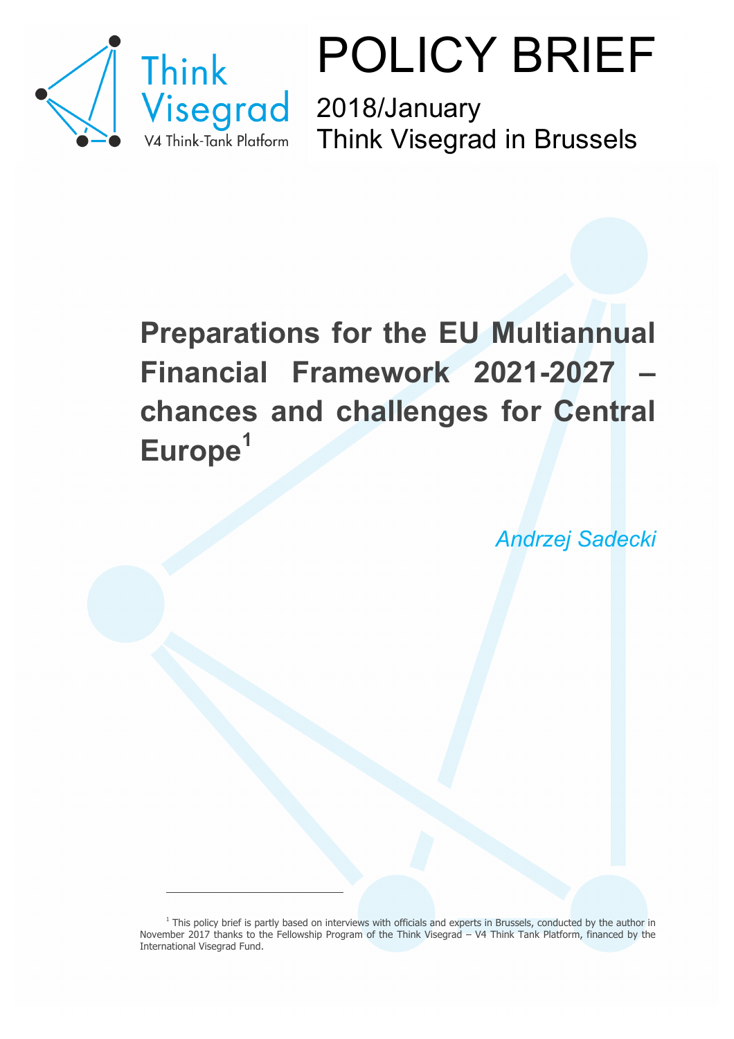Think Visegrad

V4 Think-Tank Platform

# POLICY BRIEF

2018/January

Think Visegrad in Brussels

# Preparations for the EU Multiannual Financial Framework 2021-2027 – chances and challenges for Central Europe[1]

*Andrzej Sadecki*

---

[1] This policy brief is partly based on interviews with officials and experts in Brussels, conducted by the author in November 2017 thanks to the Fellowship Program of the Think Visegrad – V4 Think Tank Platform, financed by the International Visegrad Fund.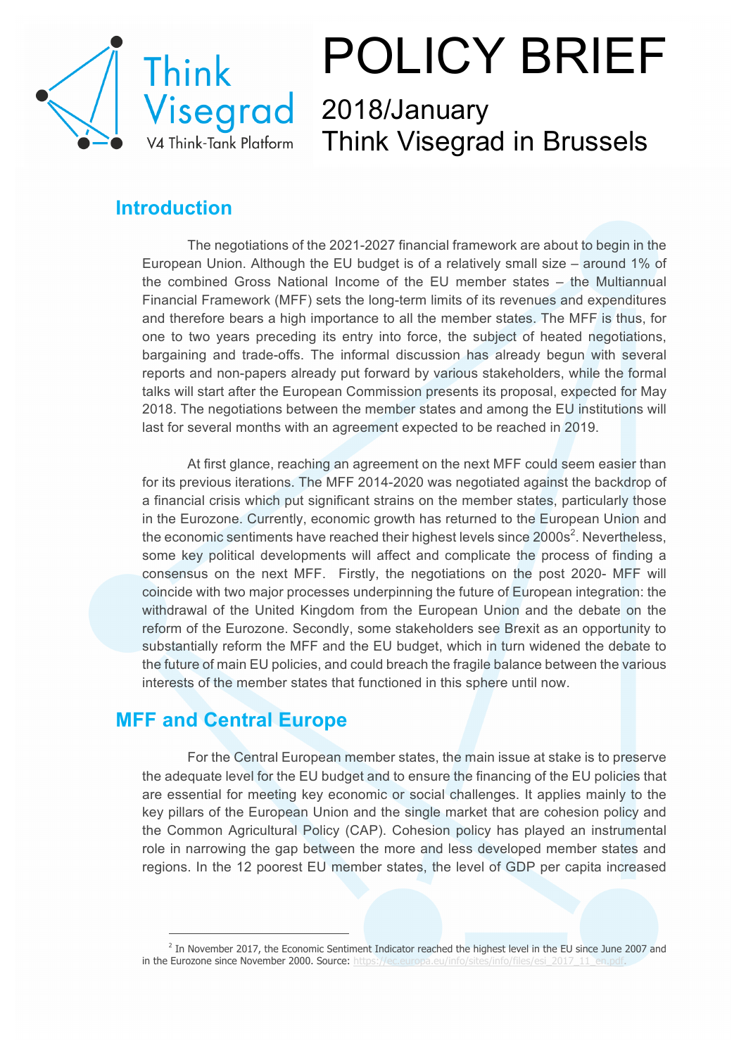# POLICY BRIEF

2018/January
Think Visegrad in Brussels

## Introduction

The negotiations of the 2021-2027 financial framework are about to begin in the European Union. Although the EU budget is of a relatively small size – around 1% of the combined Gross National Income of the EU member states – the Multiannual Financial Framework (MFF) sets the long-term limits of its revenues and expenditures and therefore bears a high importance to all the member states. The MFF is thus, for one to two years preceding its entry into force, the subject of heated negotiations, bargaining and trade-offs. The informal discussion has already begun with several reports and non-papers already put forward by various stakeholders, while the formal talks will start after the European Commission presents its proposal, expected for May 2018. The negotiations between the member states and among the EU institutions will last for several months with an agreement expected to be reached in 2019.

At first glance, reaching an agreement on the next MFF could seem easier than for its previous iterations. The MFF 2014-2020 was negotiated against the backdrop of a financial crisis which put significant strains on the member states, particularly those in the Eurozone. Currently, economic growth has returned to the European Union and the economic sentiments have reached their highest levels since 2000s[2]. Nevertheless, some key political developments will affect and complicate the process of finding a consensus on the next MFF. Firstly, the negotiations on the post 2020- MFF will coincide with two major processes underpinning the future of European integration: the withdrawal of the United Kingdom from the European Union and the debate on the reform of the Eurozone. Secondly, some stakeholders see Brexit as an opportunity to substantially reform the MFF and the EU budget, which in turn widened the debate to the future of main EU policies, and could breach the fragile balance between the various interests of the member states that functioned in this sphere until now.

## MFF and Central Europe

For the Central European member states, the main issue at stake is to preserve the adequate level for the EU budget and to ensure the financing of the EU policies that are essential for meeting key economic or social challenges. It applies mainly to the key pillars of the European Union and the single market that are cohesion policy and the Common Agricultural Policy (CAP). Cohesion policy has played an instrumental role in narrowing the gap between the more and less developed member states and regions. In the 12 poorest EU member states, the level of GDP per capita increased

[2] In November 2017, the Economic Sentiment Indicator reached the highest level in the EU since June 2007 and in the Eurozone since November 2000. Source: https://ec.europa.eu/info/sites/info/files/esi_2017_11_en.pdf.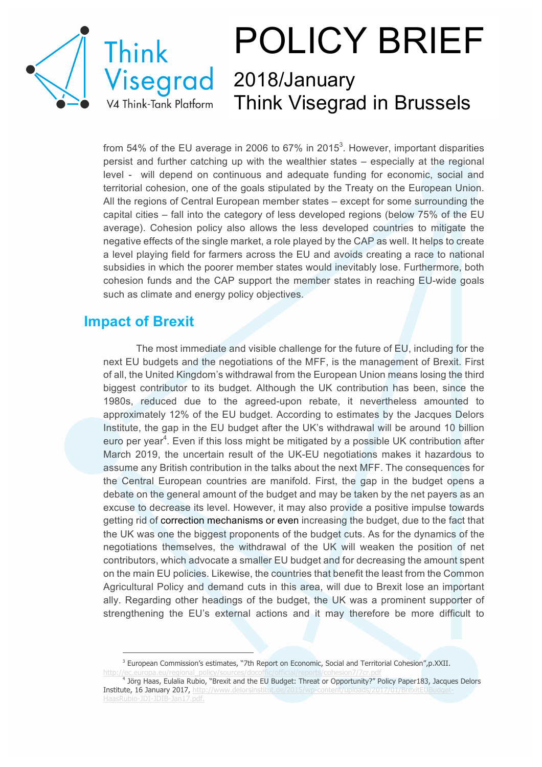from 54% of the EU average in 2006 to 67% in 2015[3]. However, important disparities persist and further catching up with the wealthier states – especially at the regional level - will depend on continuous and adequate funding for economic, social and territorial cohesion, one of the goals stipulated by the Treaty on the European Union. All the regions of Central European member states – except for some surrounding the capital cities – fall into the category of less developed regions (below 75% of the EU average). Cohesion policy also allows the less developed countries to mitigate the negative effects of the single market, a role played by the CAP as well. It helps to create a level playing field for farmers across the EU and avoids creating a race to national subsidies in which the poorer member states would inevitably lose. Furthermore, both cohesion funds and the CAP support the member states in reaching EU-wide goals such as climate and energy policy objectives.

## Impact of Brexit

The most immediate and visible challenge for the future of EU, including for the next EU budgets and the negotiations of the MFF, is the management of Brexit. First of all, the United Kingdom's withdrawal from the European Union means losing the third biggest contributor to its budget. Although the UK contribution has been, since the 1980s, reduced due to the agreed-upon rebate, it nevertheless amounted to approximately 12% of the EU budget. According to estimates by the Jacques Delors Institute, the gap in the EU budget after the UK's withdrawal will be around 10 billion euro per year[4]. Even if this loss might be mitigated by a possible UK contribution after March 2019, the uncertain result of the UK-EU negotiations makes it hazardous to assume any British contribution in the talks about the next MFF. The consequences for the Central European countries are manifold. First, the gap in the budget opens a debate on the general amount of the budget and may be taken by the net payers as an excuse to decrease its level. However, it may also provide a positive impulse towards getting rid of correction mechanisms or even increasing the budget, due to the fact that the UK was one the biggest proponents of the budget cuts. As for the dynamics of the negotiations themselves, the withdrawal of the UK will weaken the position of net contributors, which advocate a smaller EU budget and for decreasing the amount spent on the main EU policies. Likewise, the countries that benefit the least from the Common Agricultural Policy and demand cuts in this area, will due to Brexit lose an important ally. Regarding other headings of the budget, the UK was a prominent supporter of strengthening the EU's external actions and it may therefore be more difficult to

---

[3] European Commission's estimates, "7th Report on Economic, Social and Territorial Cohesion",p.XXII. http://ec.europa.eu/regional_policy/sources/docoffic/official/reports/cohesion7/7cr.pdf

[4] Jörg Haas, Eulalia Rubio, "Brexit and the EU Budget: Threat or Opportunity?" Policy Paper183, Jacques Delors Institute, 16 January 2017, http://www.delorsinstitut.de/2015/wp-content/uploads/2017/01/BrexitEUBudget-HaasRubio-JDI-JDIB-Jan17.pdf.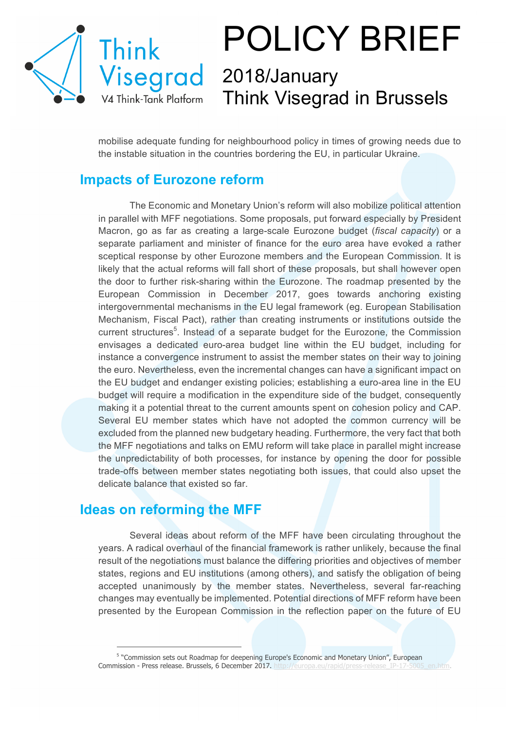mobilise adequate funding for neighbourhood policy in times of growing needs due to the instable situation in the countries bordering the EU, in particular Ukraine.

## Impacts of Eurozone reform

The Economic and Monetary Union's reform will also mobilize political attention in parallel with MFF negotiations. Some proposals, put forward especially by President Macron, go as far as creating a large-scale Eurozone budget (*fiscal capacity*) or a separate parliament and minister of finance for the euro area have evoked a rather sceptical response by other Eurozone members and the European Commission. It is likely that the actual reforms will fall short of these proposals, but shall however open the door to further risk-sharing within the Eurozone. The roadmap presented by the European Commission in December 2017, goes towards anchoring existing intergovernmental mechanisms in the EU legal framework (eg. European Stabilisation Mechanism, Fiscal Pact), rather than creating instruments or institutions outside the current structures[5]. Instead of a separate budget for the Eurozone, the Commission envisages a dedicated euro-area budget line within the EU budget, including for instance a convergence instrument to assist the member states on their way to joining the euro. Nevertheless, even the incremental changes can have a significant impact on the EU budget and endanger existing policies; establishing a euro-area line in the EU budget will require a modification in the expenditure side of the budget, consequently making it a potential threat to the current amounts spent on cohesion policy and CAP. Several EU member states which have not adopted the common currency will be excluded from the planned new budgetary heading. Furthermore, the very fact that both the MFF negotiations and talks on EMU reform will take place in parallel might increase the unpredictability of both processes, for instance by opening the door for possible trade-offs between member states negotiating both issues, that could also upset the delicate balance that existed so far.

## Ideas on reforming the MFF

Several ideas about reform of the MFF have been circulating throughout the years. A radical overhaul of the financial framework is rather unlikely, because the final result of the negotiations must balance the differing priorities and objectives of member states, regions and EU institutions (among others), and satisfy the obligation of being accepted unanimously by the member states. Nevertheless, several far-reaching changes may eventually be implemented. Potential directions of MFF reform have been presented by the European Commission in the reflection paper on the future of EU

[5] "Commission sets out Roadmap for deepening Europe's Economic and Monetary Union", European Commission - Press release. Brussels, 6 December 2017. http://europa.eu/rapid/press-release_IP-17-5005_en.htm.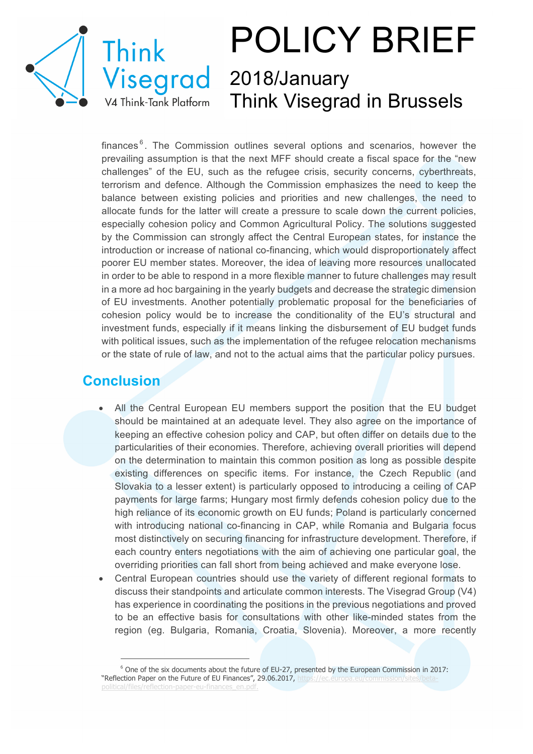finances[6]. The Commission outlines several options and scenarios, however the prevailing assumption is that the next MFF should create a fiscal space for the "new challenges" of the EU, such as the refugee crisis, security concerns, cyberthreats, terrorism and defence. Although the Commission emphasizes the need to keep the balance between existing policies and priorities and new challenges, the need to allocate funds for the latter will create a pressure to scale down the current policies, especially cohesion policy and Common Agricultural Policy. The solutions suggested by the Commission can strongly affect the Central European states, for instance the introduction or increase of national co-financing, which would disproportionately affect poorer EU member states. Moreover, the idea of leaving more resources unallocated in order to be able to respond in a more flexible manner to future challenges may result in a more ad hoc bargaining in the yearly budgets and decrease the strategic dimension of EU investments. Another potentially problematic proposal for the beneficiaries of cohesion policy would be to increase the conditionality of the EU's structural and investment funds, especially if it means linking the disbursement of EU budget funds with political issues, such as the implementation of the refugee relocation mechanisms or the state of rule of law, and not to the actual aims that the particular policy pursues.

## Conclusion

- All the Central European EU members support the position that the EU budget should be maintained at an adequate level. They also agree on the importance of keeping an effective cohesion policy and CAP, but often differ on details due to the particularities of their economies. Therefore, achieving overall priorities will depend on the determination to maintain this common position as long as possible despite existing differences on specific items. For instance, the Czech Republic (and Slovakia to a lesser extent) is particularly opposed to introducing a ceiling of CAP payments for large farms; Hungary most firmly defends cohesion policy due to the high reliance of its economic growth on EU funds; Poland is particularly concerned with introducing national co-financing in CAP, while Romania and Bulgaria focus most distinctively on securing financing for infrastructure development. Therefore, if each country enters negotiations with the aim of achieving one particular goal, the overriding priorities can fall short from being achieved and make everyone lose.
- Central European countries should use the variety of different regional formats to discuss their standpoints and articulate common interests. The Visegrad Group (V4) has experience in coordinating the positions in the previous negotiations and proved to be an effective basis for consultations with other like-minded states from the region (eg. Bulgaria, Romania, Croatia, Slovenia). Moreover, a more recently

[6] One of the six documents about the future of EU-27, presented by the European Commission in 2017: "Reflection Paper on the Future of EU Finances", 29.06.2017, https://ec.europa.eu/commission/sites/beta-political/files/reflection-paper-eu-finances_en.pdf.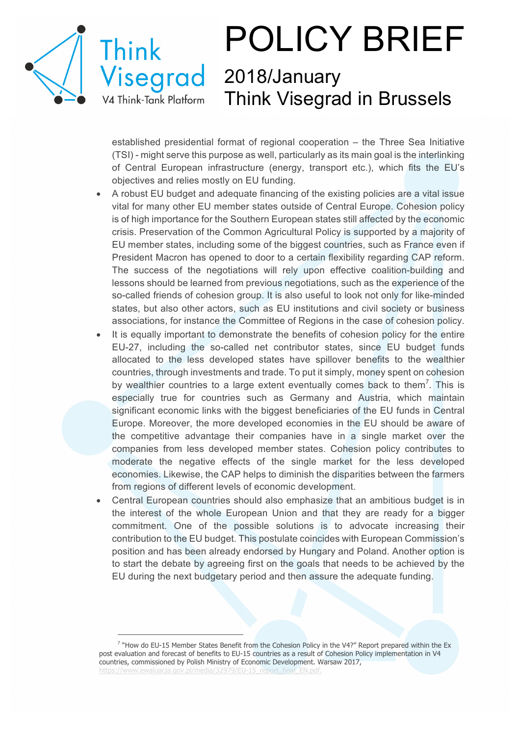established presidential format of regional cooperation – the Three Sea Initiative (TSI) - might serve this purpose as well, particularly as its main goal is the interlinking of Central European infrastructure (energy, transport etc.), which fits the EU's objectives and relies mostly on EU funding.

- A robust EU budget and adequate financing of the existing policies are a vital issue vital for many other EU member states outside of Central Europe. Cohesion policy is of high importance for the Southern European states still affected by the economic crisis. Preservation of the Common Agricultural Policy is supported by a majority of EU member states, including some of the biggest countries, such as France even if President Macron has opened to door to a certain flexibility regarding CAP reform. The success of the negotiations will rely upon effective coalition-building and lessons should be learned from previous negotiations, such as the experience of the so-called friends of cohesion group. It is also useful to look not only for like-minded states, but also other actors, such as EU institutions and civil society or business associations, for instance the Committee of Regions in the case of cohesion policy.
- It is equally important to demonstrate the benefits of cohesion policy for the entire EU-27, including the so-called net contributor states, since EU budget funds allocated to the less developed states have spillover benefits to the wealthier countries, through investments and trade. To put it simply, money spent on cohesion by wealthier countries to a large extent eventually comes back to them[7]. This is especially true for countries such as Germany and Austria, which maintain significant economic links with the biggest beneficiaries of the EU funds in Central Europe. Moreover, the more developed economies in the EU should be aware of the competitive advantage their companies have in a single market over the companies from less developed member states. Cohesion policy contributes to moderate the negative effects of the single market for the less developed economies. Likewise, the CAP helps to diminish the disparities between the farmers from regions of different levels of economic development.
- Central European countries should also emphasize that an ambitious budget is in the interest of the whole European Union and that they are ready for a bigger commitment. One of the possible solutions is to advocate increasing their contribution to the EU budget. This postulate coincides with European Commission's position and has been already endorsed by Hungary and Poland. Another option is to start the debate by agreeing first on the goals that needs to be achieved by the EU during the next budgetary period and then assure the adequate funding.

[7] "How do EU-15 Member States Benefit from the Cohesion Policy in the V4?" Report prepared within the Ex post evaluation and forecast of benefits to EU-15 countries as a result of Cohesion Policy implementation in V4 countries, commissioned by Polish Ministry of Economic Development. Warsaw 2017, https://www.ewaluacja.gov.pl/media/32979/EU-15_report_final_EN.pdf.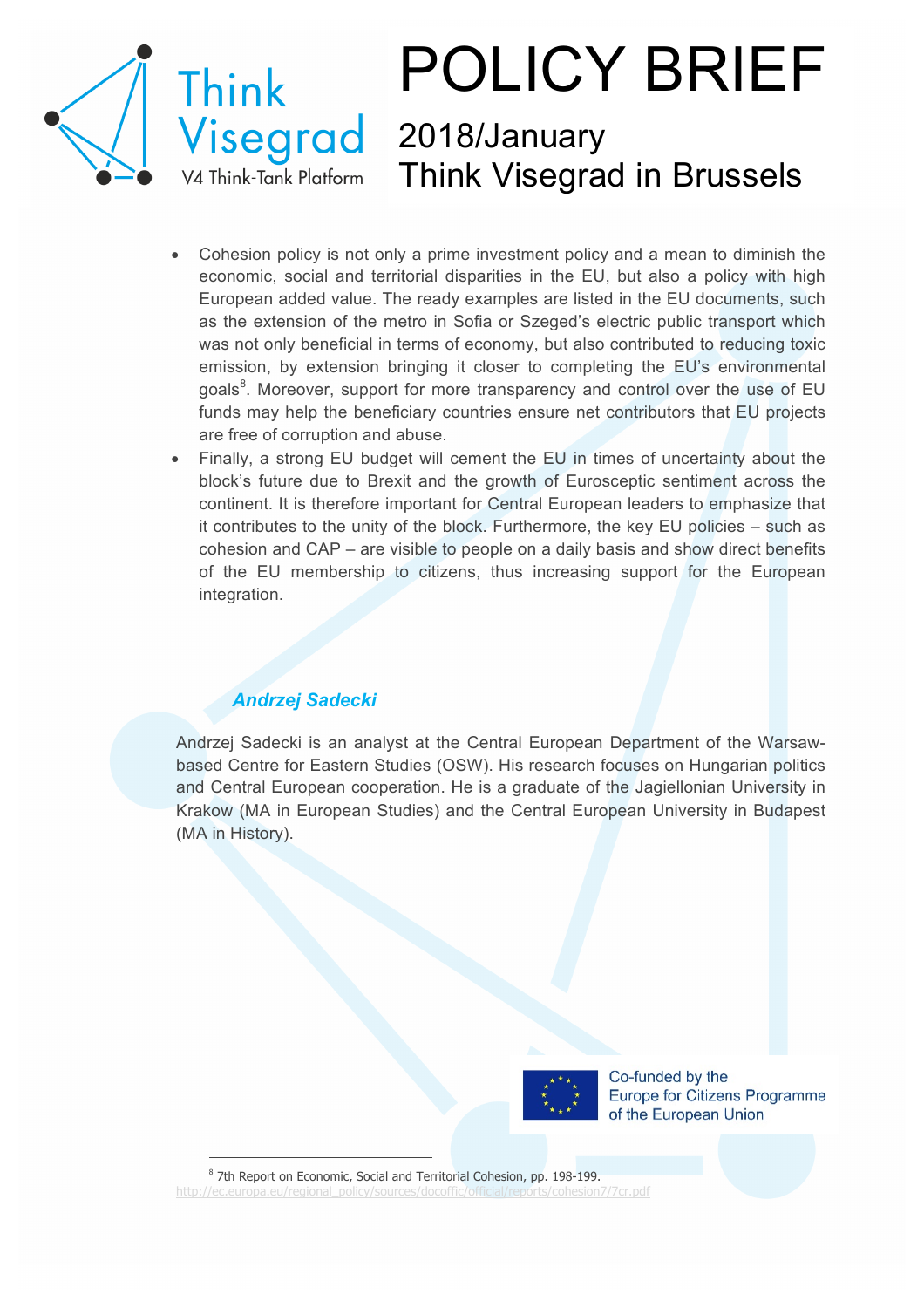- Cohesion policy is not only a prime investment policy and a mean to diminish the economic, social and territorial disparities in the EU, but also a policy with high European added value. The ready examples are listed in the EU documents, such as the extension of the metro in Sofia or Szeged's electric public transport which was not only beneficial in terms of economy, but also contributed to reducing toxic emission, by extension bringing it closer to completing the EU's environmental goals[8]. Moreover, support for more transparency and control over the use of EU funds may help the beneficiary countries ensure net contributors that EU projects are free of corruption and abuse.
- Finally, a strong EU budget will cement the EU in times of uncertainty about the block's future due to Brexit and the growth of Eurosceptic sentiment across the continent. It is therefore important for Central European leaders to emphasize that it contributes to the unity of the block. Furthermore, the key EU policies – such as cohesion and CAP – are visible to people on a daily basis and show direct benefits of the EU membership to citizens, thus increasing support for the European integration.

***Andrzej Sadecki***

Andrzej Sadecki is an analyst at the Central European Department of the Warsaw-based Centre for Eastern Studies (OSW). His research focuses on Hungarian politics and Central European cooperation. He is a graduate of the Jagiellonian University in Krakow (MA in European Studies) and the Central European University in Budapest (MA in History).

Co-funded by the Europe for Citizens Programme of the European Union

[8] 7th Report on Economic, Social and Territorial Cohesion, pp. 198-199. http://ec.europa.eu/regional_policy/sources/docoffic/official/reports/cohesion7/7cr.pdf